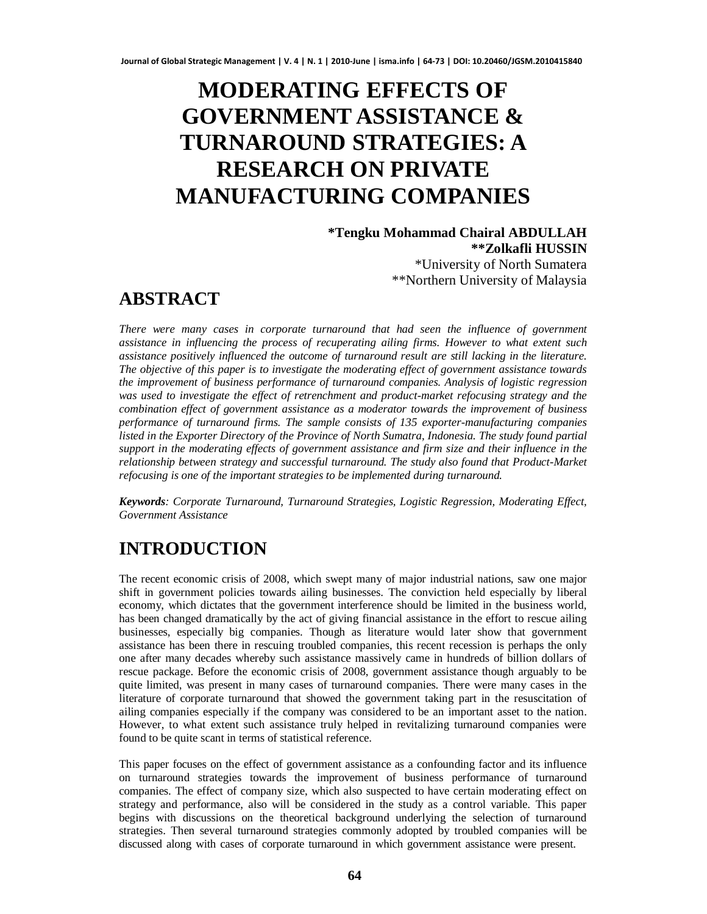# MODERATING EFFECTS OF GOVERNMENT ASSISTANCE & TURNAROUND STRATEGIES: A RESEARCH ON PRIVATE MANUFACTURING COMPANIES

**\*Tengku Mohammad Chairal ABDULLAH**
**\*\*Zolkafli HUSSIN**
\*University of North Sumatera
\*\*Northern University of Malaysia

## ABSTRACT

*There were many cases in corporate turnaround that had seen the influence of government assistance in influencing the process of recuperating ailing firms. However to what extent such assistance positively influenced the outcome of turnaround result are still lacking in the literature. The objective of this paper is to investigate the moderating effect of government assistance towards the improvement of business performance of turnaround companies. Analysis of logistic regression was used to investigate the effect of retrenchment and product-market refocusing strategy and the combination effect of government assistance as a moderator towards the improvement of business performance of turnaround firms. The sample consists of 135 exporter-manufacturing companies listed in the Exporter Directory of the Province of North Sumatra, Indonesia. The study found partial support in the moderating effects of government assistance and firm size and their influence in the relationship between strategy and successful turnaround. The study also found that Product-Market refocusing is one of the important strategies to be implemented during turnaround.*

***Keywords**: Corporate Turnaround, Turnaround Strategies, Logistic Regression, Moderating Effect, Government Assistance*

## INTRODUCTION

The recent economic crisis of 2008, which swept many of major industrial nations, saw one major shift in government policies towards ailing businesses. The conviction held especially by liberal economy, which dictates that the government interference should be limited in the business world, has been changed dramatically by the act of giving financial assistance in the effort to rescue ailing businesses, especially big companies. Though as literature would later show that government assistance has been there in rescuing troubled companies, this recent recession is perhaps the only one after many decades whereby such assistance massively came in hundreds of billion dollars of rescue package. Before the economic crisis of 2008, government assistance though arguably to be quite limited, was present in many cases of turnaround companies. There were many cases in the literature of corporate turnaround that showed the government taking part in the resuscitation of ailing companies especially if the company was considered to be an important asset to the nation. However, to what extent such assistance truly helped in revitalizing turnaround companies were found to be quite scant in terms of statistical reference.

This paper focuses on the effect of government assistance as a confounding factor and its influence on turnaround strategies towards the improvement of business performance of turnaround companies. The effect of company size, which also suspected to have certain moderating effect on strategy and performance, also will be considered in the study as a control variable. This paper begins with discussions on the theoretical background underlying the selection of turnaround strategies. Then several turnaround strategies commonly adopted by troubled companies will be discussed along with cases of corporate turnaround in which government assistance were present.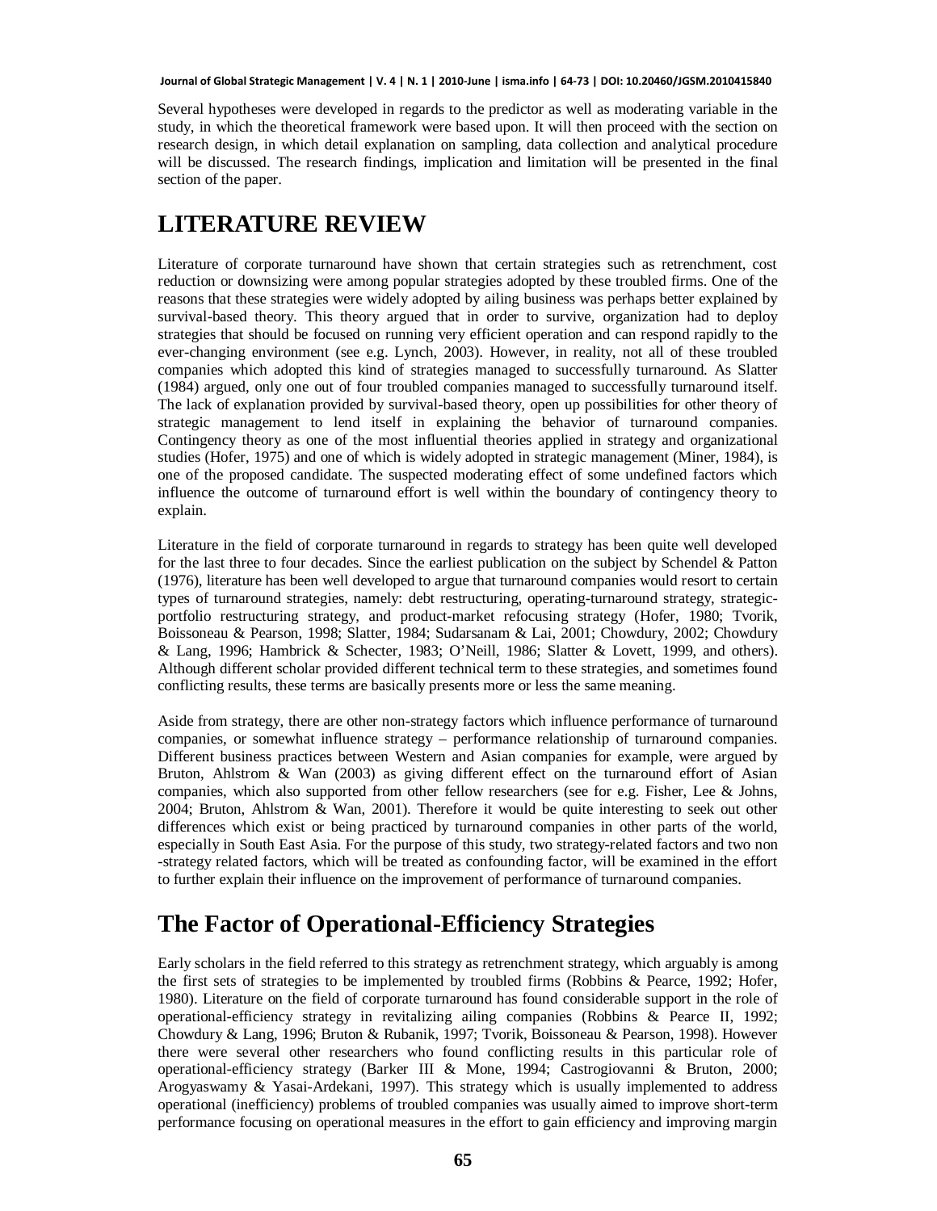Several hypotheses were developed in regards to the predictor as well as moderating variable in the study, in which the theoretical framework were based upon. It will then proceed with the section on research design, in which detail explanation on sampling, data collection and analytical procedure will be discussed. The research findings, implication and limitation will be presented in the final section of the paper.

# LITERATURE REVIEW

Literature of corporate turnaround have shown that certain strategies such as retrenchment, cost reduction or downsizing were among popular strategies adopted by these troubled firms. One of the reasons that these strategies were widely adopted by ailing business was perhaps better explained by survival-based theory. This theory argued that in order to survive, organization had to deploy strategies that should be focused on running very efficient operation and can respond rapidly to the ever-changing environment (see e.g. Lynch, 2003). However, in reality, not all of these troubled companies which adopted this kind of strategies managed to successfully turnaround. As Slatter (1984) argued, only one out of four troubled companies managed to successfully turnaround itself. The lack of explanation provided by survival-based theory, open up possibilities for other theory of strategic management to lend itself in explaining the behavior of turnaround companies. Contingency theory as one of the most influential theories applied in strategy and organizational studies (Hofer, 1975) and one of which is widely adopted in strategic management (Miner, 1984), is one of the proposed candidate. The suspected moderating effect of some undefined factors which influence the outcome of turnaround effort is well within the boundary of contingency theory to explain.

Literature in the field of corporate turnaround in regards to strategy has been quite well developed for the last three to four decades. Since the earliest publication on the subject by Schendel & Patton (1976), literature has been well developed to argue that turnaround companies would resort to certain types of turnaround strategies, namely: debt restructuring, operating-turnaround strategy, strategic-portfolio restructuring strategy, and product-market refocusing strategy (Hofer, 1980; Tvorik, Boissoneau & Pearson, 1998; Slatter, 1984; Sudarsanam & Lai, 2001; Chowdury, 2002; Chowdury & Lang, 1996; Hambrick & Schecter, 1983; O'Neill, 1986; Slatter & Lovett, 1999, and others). Although different scholar provided different technical term to these strategies, and sometimes found conflicting results, these terms are basically presents more or less the same meaning.

Aside from strategy, there are other non-strategy factors which influence performance of turnaround companies, or somewhat influence strategy – performance relationship of turnaround companies. Different business practices between Western and Asian companies for example, were argued by Bruton, Ahlstrom & Wan (2003) as giving different effect on the turnaround effort of Asian companies, which also supported from other fellow researchers (see for e.g. Fisher, Lee & Johns, 2004; Bruton, Ahlstrom & Wan, 2001). Therefore it would be quite interesting to seek out other differences which exist or being practiced by turnaround companies in other parts of the world, especially in South East Asia. For the purpose of this study, two strategy-related factors and two non -strategy related factors, which will be treated as confounding factor, will be examined in the effort to further explain their influence on the improvement of performance of turnaround companies.

## The Factor of Operational-Efficiency Strategies

Early scholars in the field referred to this strategy as retrenchment strategy, which arguably is among the first sets of strategies to be implemented by troubled firms (Robbins & Pearce, 1992; Hofer, 1980). Literature on the field of corporate turnaround has found considerable support in the role of operational-efficiency strategy in revitalizing ailing companies (Robbins & Pearce II, 1992; Chowdury & Lang, 1996; Bruton & Rubanik, 1997; Tvorik, Boissoneau & Pearson, 1998). However there were several other researchers who found conflicting results in this particular role of operational-efficiency strategy (Barker III & Mone, 1994; Castrogiovanni & Bruton, 2000; Arogyaswamy & Yasai-Ardekani, 1997). This strategy which is usually implemented to address operational (inefficiency) problems of troubled companies was usually aimed to improve short-term performance focusing on operational measures in the effort to gain efficiency and improving margin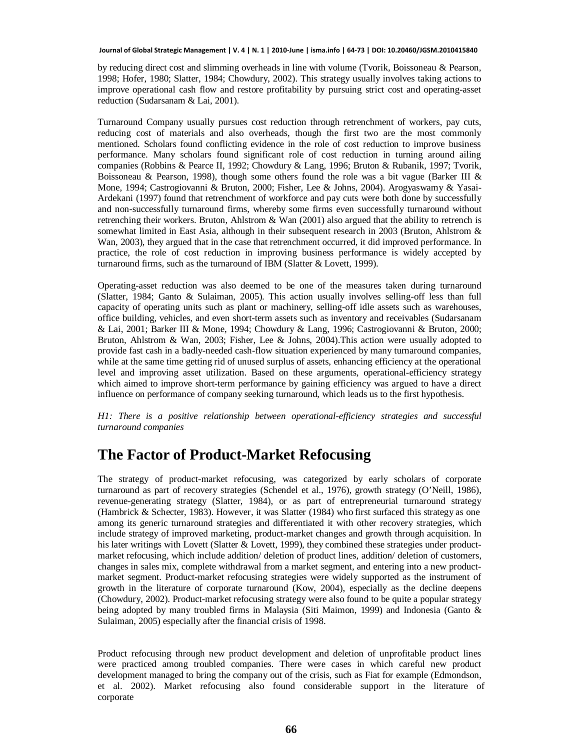by reducing direct cost and slimming overheads in line with volume (Tvorik, Boissoneau & Pearson, 1998; Hofer, 1980; Slatter, 1984; Chowdury, 2002). This strategy usually involves taking actions to improve operational cash flow and restore profitability by pursuing strict cost and operating-asset reduction (Sudarsanam & Lai, 2001).

Turnaround Company usually pursues cost reduction through retrenchment of workers, pay cuts, reducing cost of materials and also overheads, though the first two are the most commonly mentioned. Scholars found conflicting evidence in the role of cost reduction to improve business performance. Many scholars found significant role of cost reduction in turning around ailing companies (Robbins & Pearce II, 1992; Chowdury & Lang, 1996; Bruton & Rubanik, 1997; Tvorik, Boissoneau & Pearson, 1998), though some others found the role was a bit vague (Barker III & Mone, 1994; Castrogiovanni & Bruton, 2000; Fisher, Lee & Johns, 2004). Arogyaswamy & Yasai-Ardekani (1997) found that retrenchment of workforce and pay cuts were both done by successfully and non-successfully turnaround firms, whereby some firms even successfully turnaround without retrenching their workers. Bruton, Ahlstrom & Wan (2001) also argued that the ability to retrench is somewhat limited in East Asia, although in their subsequent research in 2003 (Bruton, Ahlstrom & Wan, 2003), they argued that in the case that retrenchment occurred, it did improved performance. In practice, the role of cost reduction in improving business performance is widely accepted by turnaround firms, such as the turnaround of IBM (Slatter & Lovett, 1999).

Operating-asset reduction was also deemed to be one of the measures taken during turnaround (Slatter, 1984; Ganto & Sulaiman, 2005). This action usually involves selling-off less than full capacity of operating units such as plant or machinery, selling-off idle assets such as warehouses, office building, vehicles, and even short-term assets such as inventory and receivables (Sudarsanam & Lai, 2001; Barker III & Mone, 1994; Chowdury & Lang, 1996; Castrogiovanni & Bruton, 2000; Bruton, Ahlstrom & Wan, 2003; Fisher, Lee & Johns, 2004).This action were usually adopted to provide fast cash in a badly-needed cash-flow situation experienced by many turnaround companies, while at the same time getting rid of unused surplus of assets, enhancing efficiency at the operational level and improving asset utilization. Based on these arguments, operational-efficiency strategy which aimed to improve short-term performance by gaining efficiency was argued to have a direct influence on performance of company seeking turnaround, which leads us to the first hypothesis.

*H1: There is a positive relationship between operational-efficiency strategies and successful turnaround companies*

# The Factor of Product-Market Refocusing

The strategy of product-market refocusing, was categorized by early scholars of corporate turnaround as part of recovery strategies (Schendel et al., 1976), growth strategy (O'Neill, 1986), revenue-generating strategy (Slatter, 1984), or as part of entrepreneurial turnaround strategy (Hambrick & Schecter, 1983). However, it was Slatter (1984) who first surfaced this strategy as one among its generic turnaround strategies and differentiated it with other recovery strategies, which include strategy of improved marketing, product-market changes and growth through acquisition. In his later writings with Lovett (Slatter & Lovett, 1999), they combined these strategies under product-market refocusing, which include addition/ deletion of product lines, addition/ deletion of customers, changes in sales mix, complete withdrawal from a market segment, and entering into a new product-market segment. Product-market refocusing strategies were widely supported as the instrument of growth in the literature of corporate turnaround (Kow, 2004), especially as the decline deepens (Chowdury, 2002). Product-market refocusing strategy were also found to be quite a popular strategy being adopted by many troubled firms in Malaysia (Siti Maimon, 1999) and Indonesia (Ganto & Sulaiman, 2005) especially after the financial crisis of 1998.

Product refocusing through new product development and deletion of unprofitable product lines were practiced among troubled companies. There were cases in which careful new product development managed to bring the company out of the crisis, such as Fiat for example (Edmondson, et al. 2002). Market refocusing also found considerable support in the literature of corporate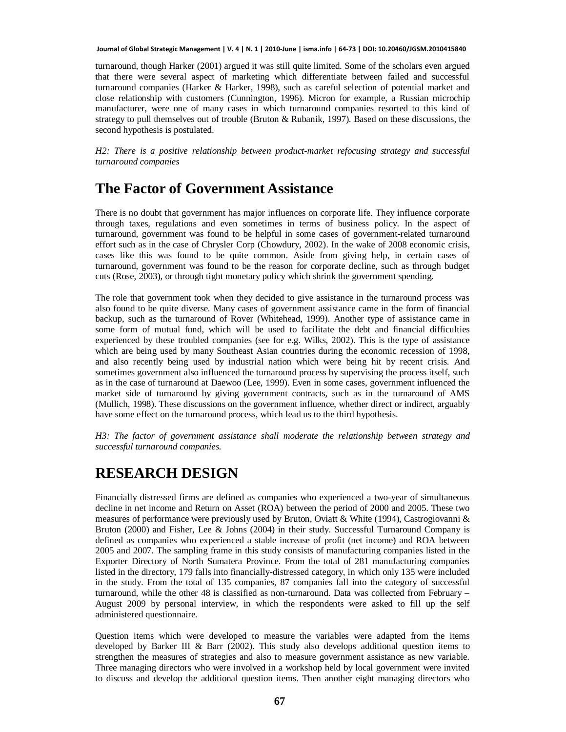turnaround, though Harker (2001) argued it was still quite limited. Some of the scholars even argued that there were several aspect of marketing which differentiate between failed and successful turnaround companies (Harker & Harker, 1998), such as careful selection of potential market and close relationship with customers (Cunnington, 1996). Micron for example, a Russian microchip manufacturer, were one of many cases in which turnaround companies resorted to this kind of strategy to pull themselves out of trouble (Bruton & Rubanik, 1997). Based on these discussions, the second hypothesis is postulated.

*H2: There is a positive relationship between product-market refocusing strategy and successful turnaround companies*

## The Factor of Government Assistance

There is no doubt that government has major influences on corporate life. They influence corporate through taxes, regulations and even sometimes in terms of business policy. In the aspect of turnaround, government was found to be helpful in some cases of government-related turnaround effort such as in the case of Chrysler Corp (Chowdury, 2002). In the wake of 2008 economic crisis, cases like this was found to be quite common. Aside from giving help, in certain cases of turnaround, government was found to be the reason for corporate decline, such as through budget cuts (Rose, 2003), or through tight monetary policy which shrink the government spending.

The role that government took when they decided to give assistance in the turnaround process was also found to be quite diverse. Many cases of government assistance came in the form of financial backup, such as the turnaround of Rover (Whitehead, 1999). Another type of assistance came in some form of mutual fund, which will be used to facilitate the debt and financial difficulties experienced by these troubled companies (see for e.g. Wilks, 2002). This is the type of assistance which are being used by many Southeast Asian countries during the economic recession of 1998, and also recently being used by industrial nation which were being hit by recent crisis. And sometimes government also influenced the turnaround process by supervising the process itself, such as in the case of turnaround at Daewoo (Lee, 1999). Even in some cases, government influenced the market side of turnaround by giving government contracts, such as in the turnaround of AMS (Mullich, 1998). These discussions on the government influence, whether direct or indirect, arguably have some effect on the turnaround process, which lead us to the third hypothesis.

*H3: The factor of government assistance shall moderate the relationship between strategy and successful turnaround companies.*

# RESEARCH DESIGN

Financially distressed firms are defined as companies who experienced a two-year of simultaneous decline in net income and Return on Asset (ROA) between the period of 2000 and 2005. These two measures of performance were previously used by Bruton, Oviatt & White (1994), Castrogiovanni & Bruton (2000) and Fisher, Lee & Johns (2004) in their study. Successful Turnaround Company is defined as companies who experienced a stable increase of profit (net income) and ROA between 2005 and 2007. The sampling frame in this study consists of manufacturing companies listed in the Exporter Directory of North Sumatera Province. From the total of 281 manufacturing companies listed in the directory, 179 falls into financially-distressed category, in which only 135 were included in the study. From the total of 135 companies, 87 companies fall into the category of successful turnaround, while the other 48 is classified as non-turnaround. Data was collected from February – August 2009 by personal interview, in which the respondents were asked to fill up the self administered questionnaire.

Question items which were developed to measure the variables were adapted from the items developed by Barker III & Barr (2002). This study also develops additional question items to strengthen the measures of strategies and also to measure government assistance as new variable. Three managing directors who were involved in a workshop held by local government were invited to discuss and develop the additional question items. Then another eight managing directors who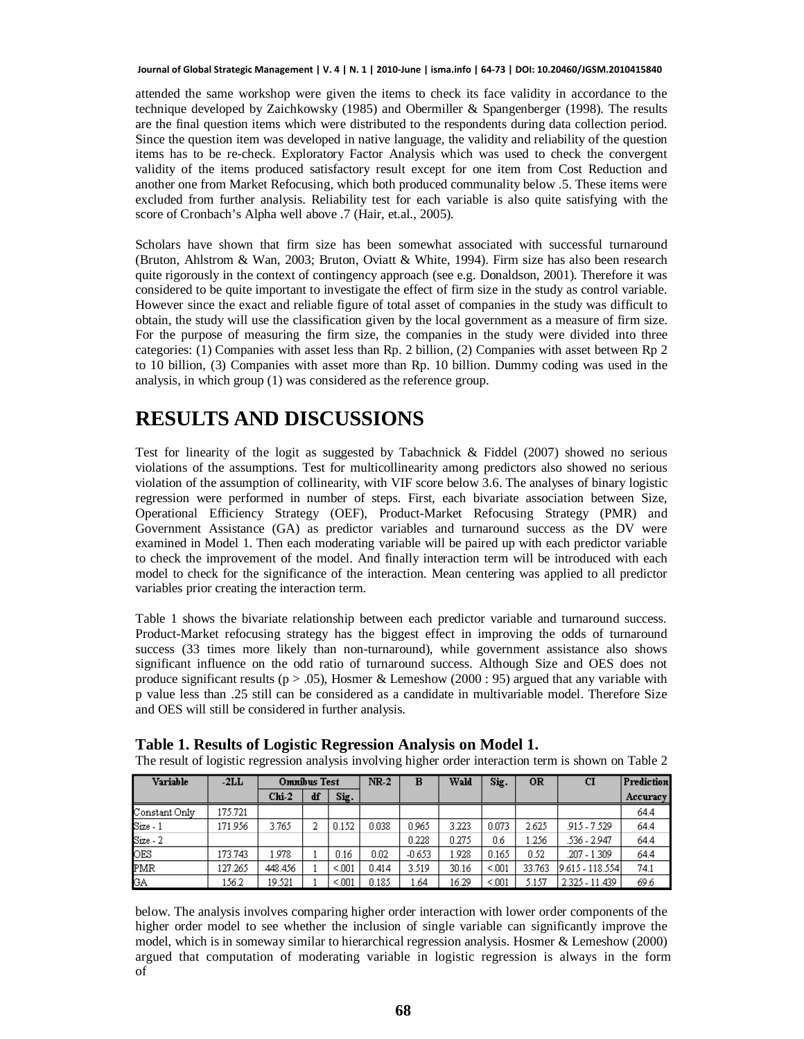attended the same workshop were given the items to check its face validity in accordance to the technique developed by Zaichkowsky (1985) and Obermiller & Spangenberger (1998). The results are the final question items which were distributed to the respondents during data collection period. Since the question item was developed in native language, the validity and reliability of the question items has to be re-check. Exploratory Factor Analysis which was used to check the convergent validity of the items produced satisfactory result except for one item from Cost Reduction and another one from Market Refocusing, which both produced communality below .5. These items were excluded from further analysis. Reliability test for each variable is also quite satisfying with the score of Cronbach's Alpha well above .7 (Hair, et.al., 2005).

Scholars have shown that firm size has been somewhat associated with successful turnaround (Bruton, Ahlstrom & Wan, 2003; Bruton, Oviatt & White, 1994). Firm size has also been research quite rigorously in the context of contingency approach (see e.g. Donaldson, 2001). Therefore it was considered to be quite important to investigate the effect of firm size in the study as control variable. However since the exact and reliable figure of total asset of companies in the study was difficult to obtain, the study will use the classification given by the local government as a measure of firm size. For the purpose of measuring the firm size, the companies in the study were divided into three categories: (1) Companies with asset less than Rp. 2 billion, (2) Companies with asset between Rp 2 to 10 billion, (3) Companies with asset more than Rp. 10 billion. Dummy coding was used in the analysis, in which group (1) was considered as the reference group.

# RESULTS AND DISCUSSIONS

Test for linearity of the logit as suggested by Tabachnick & Fiddel (2007) showed no serious violations of the assumptions. Test for multicollinearity among predictors also showed no serious violation of the assumption of collinearity, with VIF score below 3.6. The analyses of binary logistic regression were performed in number of steps. First, each bivariate association between Size, Operational Efficiency Strategy (OEF), Product-Market Refocusing Strategy (PMR) and Government Assistance (GA) as predictor variables and turnaround success as the DV were examined in Model 1. Then each moderating variable will be paired up with each predictor variable to check the improvement of the model. And finally interaction term will be introduced with each model to check for the significance of the interaction. Mean centering was applied to all predictor variables prior creating the interaction term.

Table 1 shows the bivariate relationship between each predictor variable and turnaround success. Product-Market refocusing strategy has the biggest effect in improving the odds of turnaround success (33 times more likely than non-turnaround), while government assistance also shows significant influence on the odd ratio of turnaround success. Although Size and OES does not produce significant results ($p > .05$), Hosmer & Lemeshow (2000 : 95) argued that any variable with p value less than .25 still can be considered as a candidate in multivariable model. Therefore Size and OES will still be considered in further analysis.

**Table 1. Results of Logistic Regression Analysis on Model 1.**

The result of logistic regression analysis involving higher order interaction term is shown on Table 2

| Variable | -2LL | Omnibus Test | | | NR-2 | B | Wald | Sig. | OR | CI | Prediction Accuracy |
|---|---|---|---|---|---|---|---|---|---|---|---|
| | | Chi-2 | df | Sig. | | | | | | | |
| Constant Only | 175.721 | | | | | | | | | | 64.4 |
| Size - 1 | 171.956 | 3.765 | 2 | 0.152 | 0.038 | 0.965 | 3.223 | 0.073 | 2.625 | .915 - 7.529 | 64.4 |
| Size - 2 | | | | | | 0.228 | 0.275 | 0.6 | 1.256 | .536 - 2.947 | 64.4 |
| OES | 173.743 | 1.978 | 1 | 0.16 | 0.02 | -0.653 | 1.928 | 0.165 | 0.52 | .207 - 1.309 | 64.4 |
| PMR | 127.265 | 448.456 | 1 | <.001 | 0.414 | 3.519 | 30.16 | <.001 | 33.763 | 9.615 - 118.554 | 74.1 |
| GA | 156.2 | 19.521 | 1 | <.001 | 0.185 | 1.64 | 16.29 | <.001 | 5.157 | 2.325 - 11.439 | 69.6 |

below. The analysis involves comparing higher order interaction with lower order components of the higher order model to see whether the inclusion of single variable can significantly improve the model, which is in someway similar to hierarchical regression analysis. Hosmer & Lemeshow (2000) argued that computation of moderating variable in logistic regression is always in the form of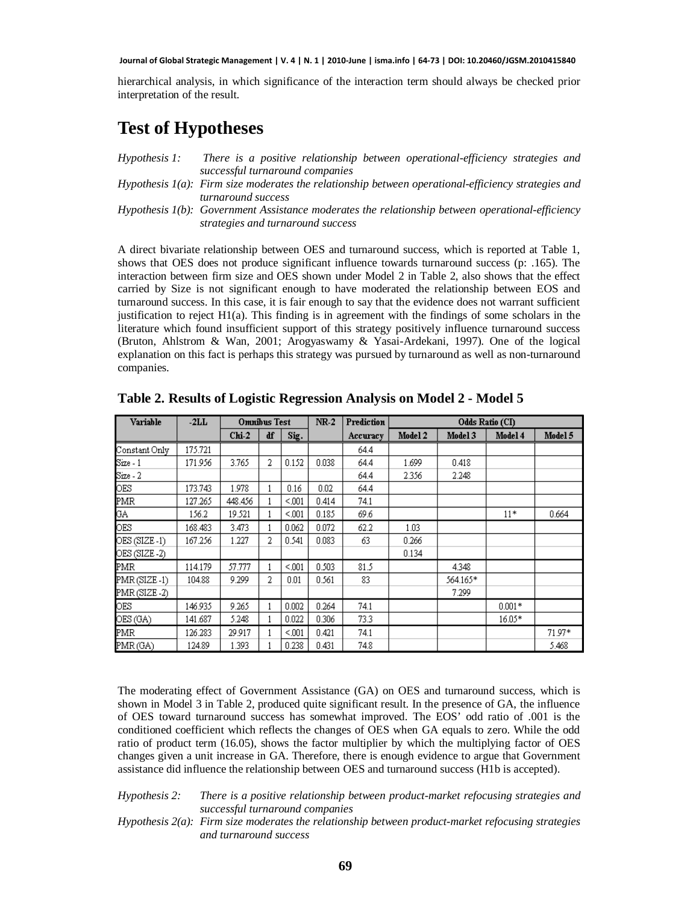hierarchical analysis, in which significance of the interaction term should always be checked prior interpretation of the result.

# Test of Hypotheses

*Hypothesis 1:* *There is a positive relationship between operational-efficiency strategies and successful turnaround companies*

*Hypothesis 1(a): Firm size moderates the relationship between operational-efficiency strategies and turnaround success*

*Hypothesis 1(b): Government Assistance moderates the relationship between operational-efficiency strategies and turnaround success*

A direct bivariate relationship between OES and turnaround success, which is reported at Table 1, shows that OES does not produce significant influence towards turnaround success (p: .165). The interaction between firm size and OES shown under Model 2 in Table 2, also shows that the effect carried by Size is not significant enough to have moderated the relationship between EOS and turnaround success. In this case, it is fair enough to say that the evidence does not warrant sufficient justification to reject H1(a). This finding is in agreement with the findings of some scholars in the literature which found insufficient support of this strategy positively influence turnaround success (Bruton, Ahlstrom & Wan, 2001; Arogyaswamy & Yasai-Ardekani, 1997). One of the logical explanation on this fact is perhaps this strategy was pursued by turnaround as well as non-turnaround companies.

**Table 2. Results of Logistic Regression Analysis on Model 2 - Model 5**

| Variable | -2LL | Omnibus Test | | | NR-2 | Prediction | Odds Ratio (CI) | | | |
|---|---|---|---|---|---|---|---|---|---|---|
| | | Chi-2 | df | Sig. | | Accuracy | Model 2 | Model 3 | Model 4 | Model 5 |
| Constant Only | 175.721 | | | | | 64.4 | | | | |
| Size - 1 | 171.956 | 3.765 | 2 | 0.152 | 0.038 | 64.4 | 1.699 | 0.418 | | |
| Size - 2 | | | | | | 64.4 | 2.356 | 2.248 | | |
| OES | 173.743 | 1.978 | 1 | 0.16 | 0.02 | 64.4 | | | | |
| PMR | 127.265 | 448.456 | 1 | <.001 | 0.414 | 74.1 | | | | |
| GA | 156.2 | 19.521 | 1 | <.001 | 0.185 | 69.6 | | | 11* | 0.664 |
| OES | 168.483 | 3.473 | 1 | 0.062 | 0.072 | 62.2 | 1.03 | | | |
| OES (SIZE -1) | 167.256 | 1.227 | 2 | 0.541 | 0.083 | 63 | 0.266 | | | |
| OES (SIZE -2) | | | | | | | 0.134 | | | |
| PMR | 114.179 | 57.777 | 1 | <.001 | 0.503 | 81.5 | | 4.348 | | |
| PMR (SIZE -1) | 104.88 | 9.299 | 2 | 0.01 | 0.561 | 83 | | 564.165* | | |
| PMR (SIZE -2) | | | | | | | | 7.299 | | |
| OES | 146.935 | 9.265 | 1 | 0.002 | 0.264 | 74.1 | | | 0.001* | |
| OES (GA) | 141.687 | 5.248 | 1 | 0.022 | 0.306 | 73.3 | | | 16.05* | |
| PMR | 126.283 | 29.917 | 1 | <.001 | 0.421 | 74.1 | | | | 71.97* |
| PMR (GA) | 124.89 | 1.393 | 1 | 0.238 | 0.431 | 74.8 | | | | 5.468 |

The moderating effect of Government Assistance (GA) on OES and turnaround success, which is shown in Model 3 in Table 2, produced quite significant result. In the presence of GA, the influence of OES toward turnaround success has somewhat improved. The EOS' odd ratio of .001 is the conditioned coefficient which reflects the changes of OES when GA equals to zero. While the odd ratio of product term (16.05), shows the factor multiplier by which the multiplying factor of OES changes given a unit increase in GA. Therefore, there is enough evidence to argue that Government assistance did influence the relationship between OES and turnaround success (H1b is accepted).

*Hypothesis 2:* *There is a positive relationship between product-market refocusing strategies and successful turnaround companies*

*Hypothesis 2(a): Firm size moderates the relationship between product-market refocusing strategies and turnaround success*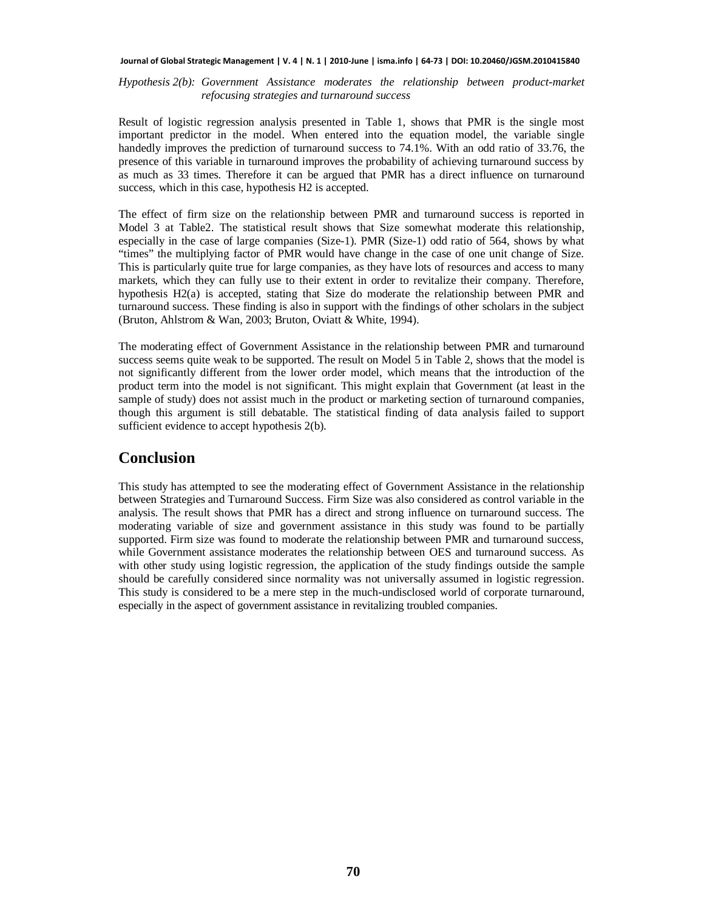*Hypothesis 2(b): Government Assistance moderates the relationship between product-market refocusing strategies and turnaround success*

Result of logistic regression analysis presented in Table 1, shows that PMR is the single most important predictor in the model. When entered into the equation model, the variable single handedly improves the prediction of turnaround success to 74.1%. With an odd ratio of 33.76, the presence of this variable in turnaround improves the probability of achieving turnaround success by as much as 33 times. Therefore it can be argued that PMR has a direct influence on turnaround success, which in this case, hypothesis H2 is accepted.

The effect of firm size on the relationship between PMR and turnaround success is reported in Model 3 at Table2. The statistical result shows that Size somewhat moderate this relationship, especially in the case of large companies (Size-1). PMR (Size-1) odd ratio of 564, shows by what "times" the multiplying factor of PMR would have change in the case of one unit change of Size. This is particularly quite true for large companies, as they have lots of resources and access to many markets, which they can fully use to their extent in order to revitalize their company. Therefore, hypothesis H2(a) is accepted, stating that Size do moderate the relationship between PMR and turnaround success. These finding is also in support with the findings of other scholars in the subject (Bruton, Ahlstrom & Wan, 2003; Bruton, Oviatt & White, 1994).

The moderating effect of Government Assistance in the relationship between PMR and turnaround success seems quite weak to be supported. The result on Model 5 in Table 2, shows that the model is not significantly different from the lower order model, which means that the introduction of the product term into the model is not significant. This might explain that Government (at least in the sample of study) does not assist much in the product or marketing section of turnaround companies, though this argument is still debatable. The statistical finding of data analysis failed to support sufficient evidence to accept hypothesis 2(b).

## Conclusion

This study has attempted to see the moderating effect of Government Assistance in the relationship between Strategies and Turnaround Success. Firm Size was also considered as control variable in the analysis. The result shows that PMR has a direct and strong influence on turnaround success. The moderating variable of size and government assistance in this study was found to be partially supported. Firm size was found to moderate the relationship between PMR and turnaround success, while Government assistance moderates the relationship between OES and turnaround success. As with other study using logistic regression, the application of the study findings outside the sample should be carefully considered since normality was not universally assumed in logistic regression. This study is considered to be a mere step in the much-undisclosed world of corporate turnaround, especially in the aspect of government assistance in revitalizing troubled companies.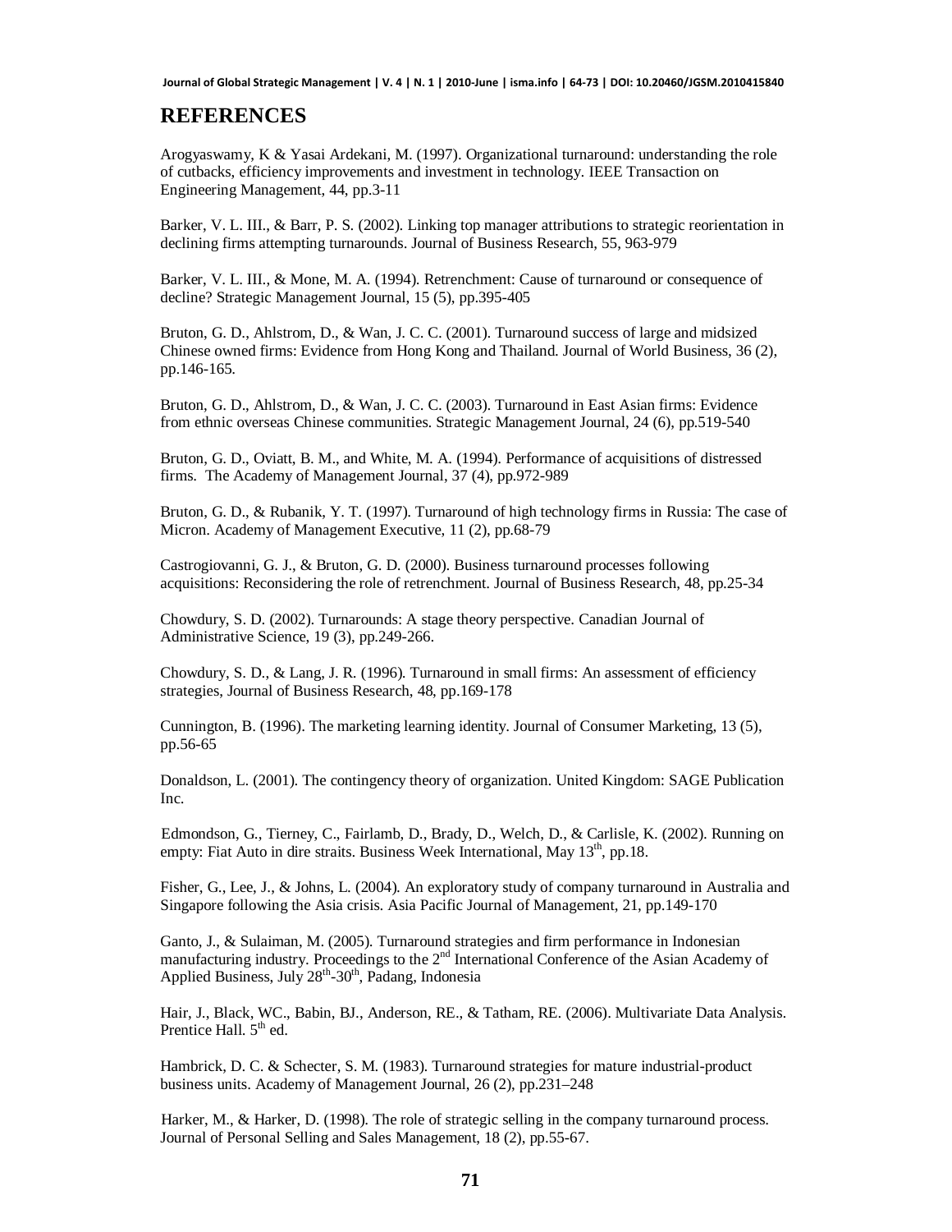# REFERENCES

Arogyaswamy, K & Yasai Ardekani, M. (1997). Organizational turnaround: understanding the role of cutbacks, efficiency improvements and investment in technology. IEEE Transaction on Engineering Management, 44, pp.3-11

Barker, V. L. III., & Barr, P. S. (2002). Linking top manager attributions to strategic reorientation in declining firms attempting turnarounds. Journal of Business Research, 55, 963-979

Barker, V. L. III., & Mone, M. A. (1994). Retrenchment: Cause of turnaround or consequence of decline? Strategic Management Journal, 15 (5), pp.395-405

Bruton, G. D., Ahlstrom, D., & Wan, J. C. C. (2001). Turnaround success of large and midsized Chinese owned firms: Evidence from Hong Kong and Thailand. Journal of World Business, 36 (2), pp.146-165.

Bruton, G. D., Ahlstrom, D., & Wan, J. C. C. (2003). Turnaround in East Asian firms: Evidence from ethnic overseas Chinese communities. Strategic Management Journal, 24 (6), pp.519-540

Bruton, G. D., Oviatt, B. M., and White, M. A. (1994). Performance of acquisitions of distressed firms. The Academy of Management Journal, 37 (4), pp.972-989

Bruton, G. D., & Rubanik, Y. T. (1997). Turnaround of high technology firms in Russia: The case of Micron. Academy of Management Executive, 11 (2), pp.68-79

Castrogiovanni, G. J., & Bruton, G. D. (2000). Business turnaround processes following acquisitions: Reconsidering the role of retrenchment. Journal of Business Research, 48, pp.25-34

Chowdury, S. D. (2002). Turnarounds: A stage theory perspective. Canadian Journal of Administrative Science, 19 (3), pp.249-266.

Chowdury, S. D., & Lang, J. R. (1996). Turnaround in small firms: An assessment of efficiency strategies, Journal of Business Research, 48, pp.169-178

Cunnington, B. (1996). The marketing learning identity. Journal of Consumer Marketing, 13 (5), pp.56-65

Donaldson, L. (2001). The contingency theory of organization. United Kingdom: SAGE Publication Inc.

Edmondson, G., Tierney, C., Fairlamb, D., Brady, D., Welch, D., & Carlisle, K. (2002). Running on empty: Fiat Auto in dire straits. Business Week International, May 13th, pp.18.

Fisher, G., Lee, J., & Johns, L. (2004). An exploratory study of company turnaround in Australia and Singapore following the Asia crisis. Asia Pacific Journal of Management, 21, pp.149-170

Ganto, J., & Sulaiman, M. (2005). Turnaround strategies and firm performance in Indonesian manufacturing industry. Proceedings to the 2nd International Conference of the Asian Academy of Applied Business, July 28th-30th, Padang, Indonesia

Hair, J., Black, WC., Babin, BJ., Anderson, RE., & Tatham, RE. (2006). Multivariate Data Analysis. Prentice Hall. 5th ed.

Hambrick, D. C. & Schecter, S. M. (1983). Turnaround strategies for mature industrial-product business units. Academy of Management Journal, 26 (2), pp.231–248

Harker, M., & Harker, D. (1998). The role of strategic selling in the company turnaround process. Journal of Personal Selling and Sales Management, 18 (2), pp.55-67.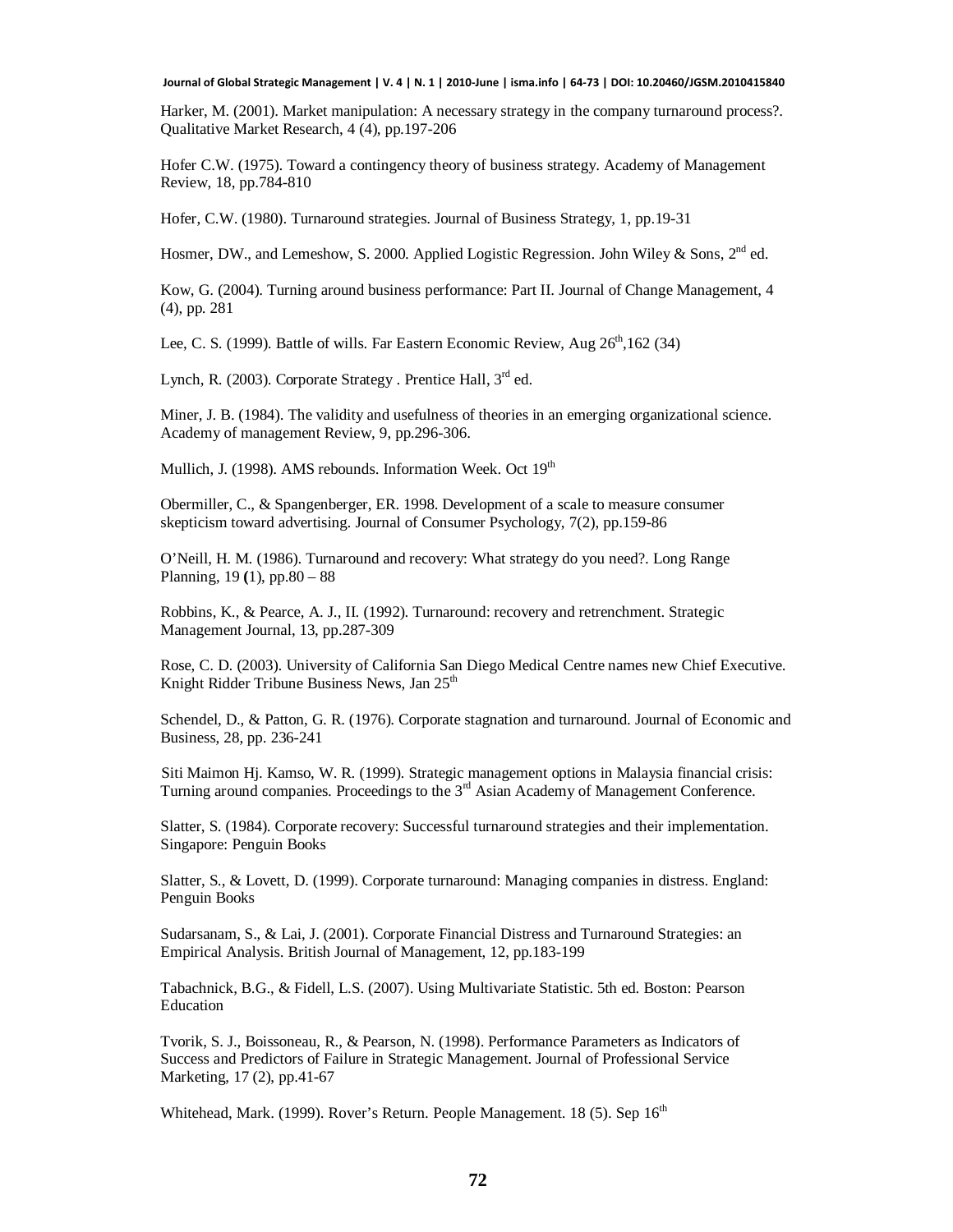Harker, M. (2001). Market manipulation: A necessary strategy in the company turnaround process?. Qualitative Market Research, 4 (4), pp.197-206

Hofer C.W. (1975). Toward a contingency theory of business strategy. Academy of Management Review, 18, pp.784-810

Hofer, C.W. (1980). Turnaround strategies. Journal of Business Strategy, 1, pp.19-31

Hosmer, DW., and Lemeshow, S. 2000. Applied Logistic Regression. John Wiley & Sons, 2nd ed.

Kow, G. (2004). Turning around business performance: Part II. Journal of Change Management, 4 (4), pp. 281

Lee, C. S. (1999). Battle of wills. Far Eastern Economic Review, Aug 26th,162 (34)

Lynch, R. (2003). Corporate Strategy . Prentice Hall, 3rd ed.

Miner, J. B. (1984). The validity and usefulness of theories in an emerging organizational science. Academy of management Review, 9, pp.296-306.

Mullich, J. (1998). AMS rebounds. Information Week. Oct 19th

Obermiller, C., & Spangenberger, ER. 1998. Development of a scale to measure consumer skepticism toward advertising. Journal of Consumer Psychology, 7(2), pp.159-86

O'Neill, H. M. (1986). Turnaround and recovery: What strategy do you need?. Long Range Planning, 19 **(**1), pp.80 – 88

Robbins, K., & Pearce, A. J., II. (1992). Turnaround: recovery and retrenchment. Strategic Management Journal, 13, pp.287-309

Rose, C. D. (2003). University of California San Diego Medical Centre names new Chief Executive. Knight Ridder Tribune Business News, Jan 25th

Schendel, D., & Patton, G. R. (1976). Corporate stagnation and turnaround. Journal of Economic and Business, 28, pp. 236-241

Siti Maimon Hj. Kamso, W. R. (1999). Strategic management options in Malaysia financial crisis: Turning around companies. Proceedings to the 3rd Asian Academy of Management Conference.

Slatter, S. (1984). Corporate recovery: Successful turnaround strategies and their implementation. Singapore: Penguin Books

Slatter, S., & Lovett, D. (1999). Corporate turnaround: Managing companies in distress. England: Penguin Books

Sudarsanam, S., & Lai, J. (2001). Corporate Financial Distress and Turnaround Strategies: an Empirical Analysis. British Journal of Management, 12, pp.183-199

Tabachnick, B.G., & Fidell, L.S. (2007). Using Multivariate Statistic. 5th ed. Boston: Pearson Education

Tvorik, S. J., Boissoneau, R., & Pearson, N. (1998). Performance Parameters as Indicators of Success and Predictors of Failure in Strategic Management. Journal of Professional Service Marketing, 17 (2), pp.41-67

Whitehead, Mark. (1999). Rover's Return. People Management. 18 (5). Sep 16th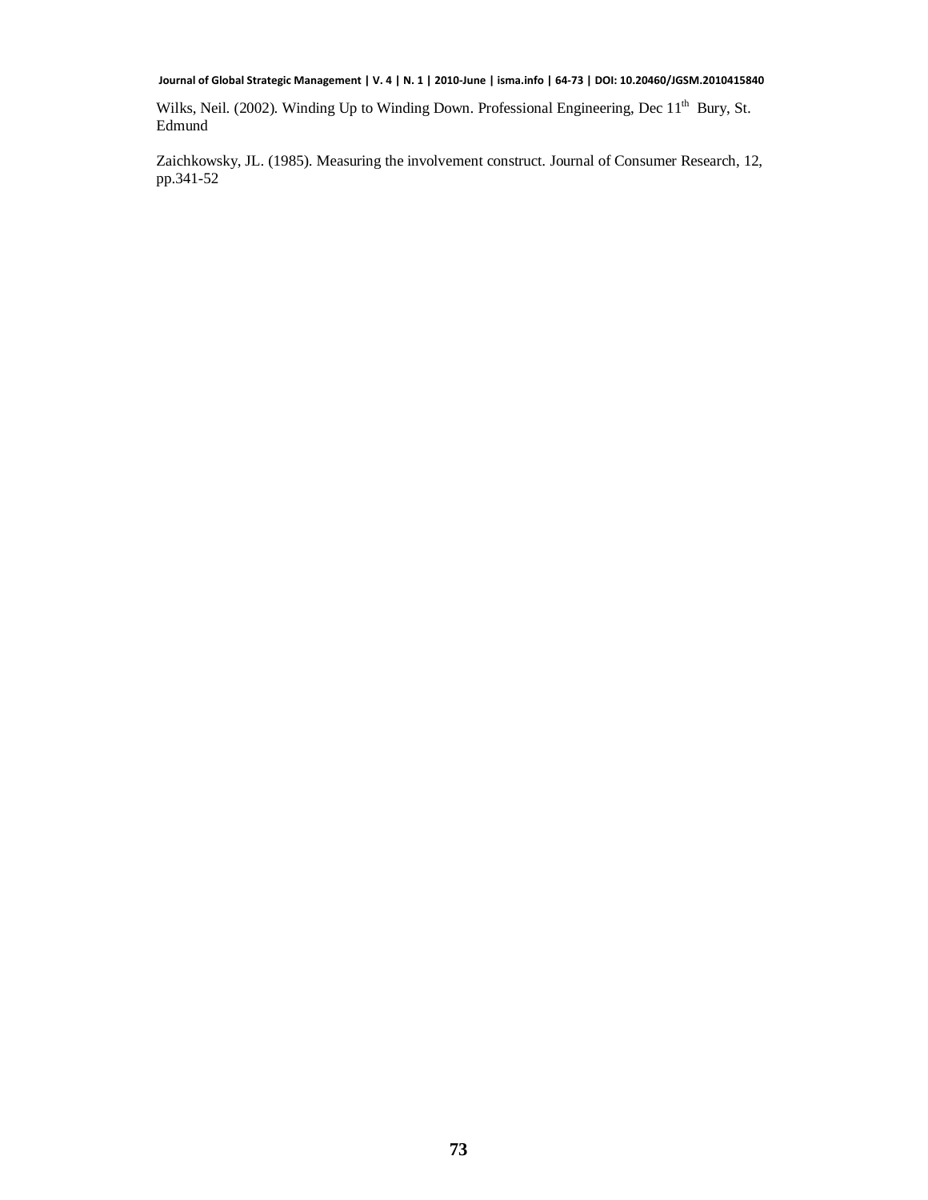Wilks, Neil. (2002). Winding Up to Winding Down. Professional Engineering, Dec 11th Bury, St. Edmund

Zaichkowsky, JL. (1985). Measuring the involvement construct. Journal of Consumer Research, 12, pp.341-52